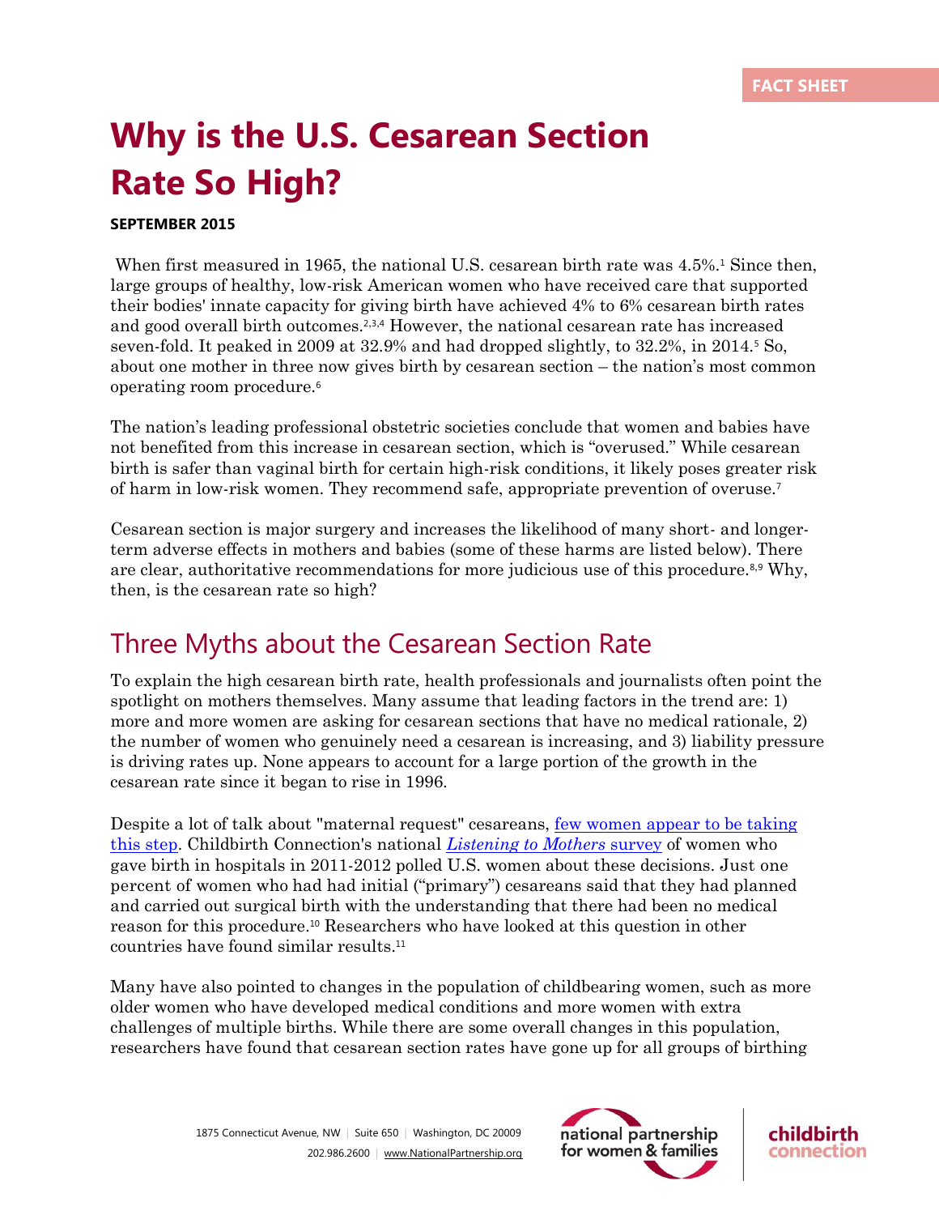FACT SHEET

# Why is the U.S. Cesarean Section Rate So High?

**SEPTEMBER 2015**

When first measured in 1965, the national U.S. cesarean birth rate was 4.5%.[1] Since then, large groups of healthy, low-risk American women who have received care that supported their bodies' innate capacity for giving birth have achieved 4% to 6% cesarean birth rates and good overall birth outcomes.[2,3,4] However, the national cesarean rate has increased seven-fold. It peaked in 2009 at 32.9% and had dropped slightly, to 32.2%, in 2014.[5] So, about one mother in three now gives birth by cesarean section – the nation's most common operating room procedure.[6]

The nation's leading professional obstetric societies conclude that women and babies have not benefited from this increase in cesarean section, which is "overused." While cesarean birth is safer than vaginal birth for certain high-risk conditions, it likely poses greater risk of harm in low-risk women. They recommend safe, appropriate prevention of overuse.[7]

Cesarean section is major surgery and increases the likelihood of many short- and longer-term adverse effects in mothers and babies (some of these harms are listed below). There are clear, authoritative recommendations for more judicious use of this procedure.[8,9] Why, then, is the cesarean rate so high?

## Three Myths about the Cesarean Section Rate

To explain the high cesarean birth rate, health professionals and journalists often point the spotlight on mothers themselves. Many assume that leading factors in the trend are: 1) more and more women are asking for cesarean sections that have no medical rationale, 2) the number of women who genuinely need a cesarean is increasing, and 3) liability pressure is driving rates up. None appears to account for a large portion of the growth in the cesarean rate since it began to rise in 1996.

Despite a lot of talk about "maternal request" cesareans, few women appear to be taking this step. Childbirth Connection's national *Listening to Mothers* survey of women who gave birth in hospitals in 2011-2012 polled U.S. women about these decisions. Just one percent of women who had had initial ("primary") cesareans said that they had planned and carried out surgical birth with the understanding that there had been no medical reason for this procedure.[10] Researchers who have looked at this question in other countries have found similar results.[11]

Many have also pointed to changes in the population of childbearing women, such as more older women who have developed medical conditions and more women with extra challenges of multiple births. While there are some overall changes in this population, researchers have found that cesarean section rates have gone up for all groups of birthing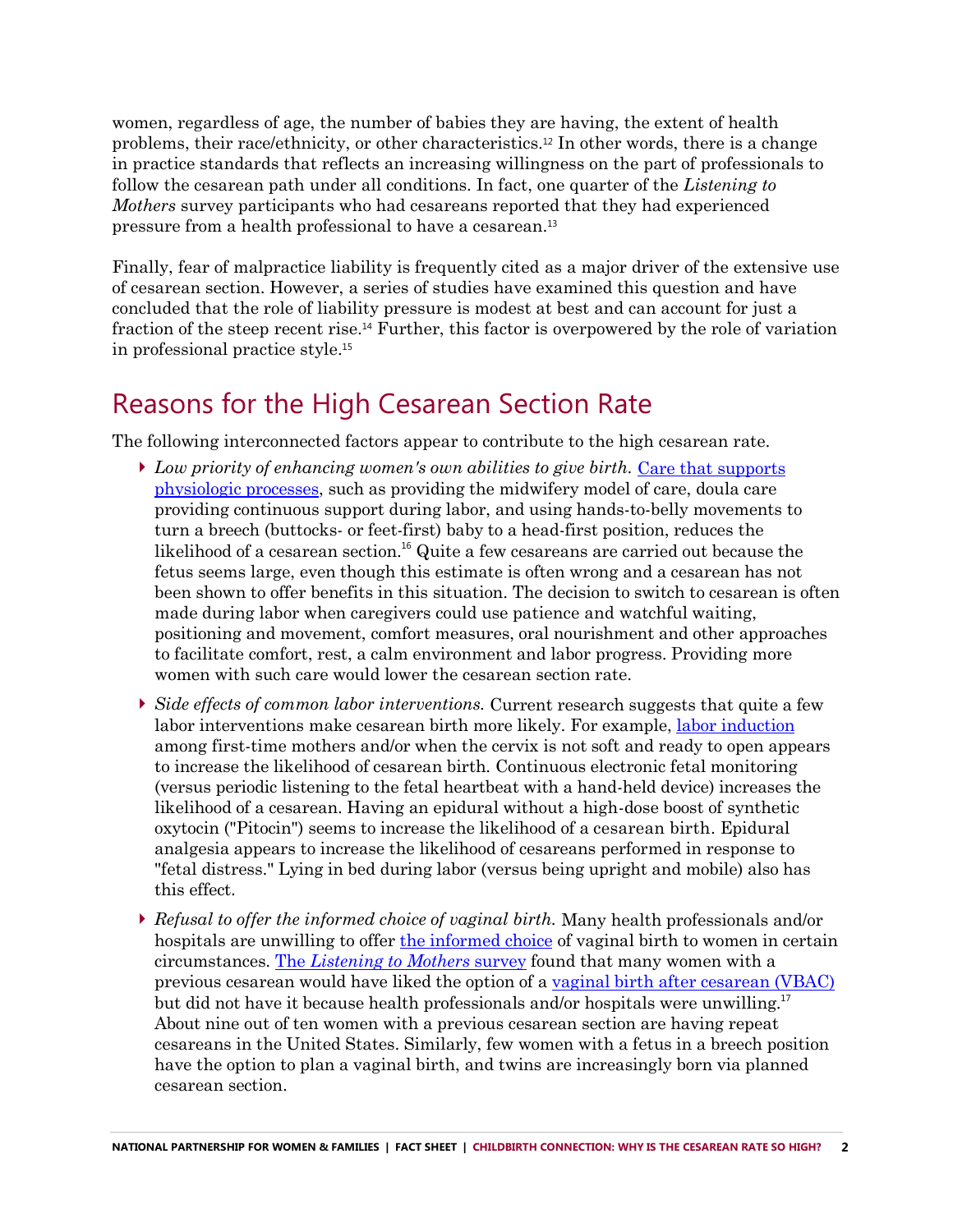women, regardless of age, the number of babies they are having, the extent of health problems, their race/ethnicity, or other characteristics.[12] In other words, there is a change in practice standards that reflects an increasing willingness on the part of professionals to follow the cesarean path under all conditions. In fact, one quarter of the *Listening to Mothers* survey participants who had cesareans reported that they had experienced pressure from a health professional to have a cesarean.[13]

Finally, fear of malpractice liability is frequently cited as a major driver of the extensive use of cesarean section. However, a series of studies have examined this question and have concluded that the role of liability pressure is modest at best and can account for just a fraction of the steep recent rise.[14] Further, this factor is overpowered by the role of variation in professional practice style.[15]

## Reasons for the High Cesarean Section Rate

The following interconnected factors appear to contribute to the high cesarean rate.

- *Low priority of enhancing women's own abilities to give birth.* Care that supports physiologic processes, such as providing the midwifery model of care, doula care providing continuous support during labor, and using hands-to-belly movements to turn a breech (buttocks- or feet-first) baby to a head-first position, reduces the likelihood of a cesarean section.[16] Quite a few cesareans are carried out because the fetus seems large, even though this estimate is often wrong and a cesarean has not been shown to offer benefits in this situation. The decision to switch to cesarean is often made during labor when caregivers could use patience and watchful waiting, positioning and movement, comfort measures, oral nourishment and other approaches to facilitate comfort, rest, a calm environment and labor progress. Providing more women with such care would lower the cesarean section rate.

- *Side effects of common labor interventions.* Current research suggests that quite a few labor interventions make cesarean birth more likely. For example, labor induction among first-time mothers and/or when the cervix is not soft and ready to open appears to increase the likelihood of cesarean birth. Continuous electronic fetal monitoring (versus periodic listening to the fetal heartbeat with a hand-held device) increases the likelihood of a cesarean. Having an epidural without a high-dose boost of synthetic oxytocin ("Pitocin") seems to increase the likelihood of a cesarean birth. Epidural analgesia appears to increase the likelihood of cesareans performed in response to "fetal distress." Lying in bed during labor (versus being upright and mobile) also has this effect.

- *Refusal to offer the informed choice of vaginal birth.* Many health professionals and/or hospitals are unwilling to offer the informed choice of vaginal birth to women in certain circumstances. The *Listening to Mothers* survey found that many women with a previous cesarean would have liked the option of a vaginal birth after cesarean (VBAC) but did not have it because health professionals and/or hospitals were unwilling.[17] About nine out of ten women with a previous cesarean section are having repeat cesareans in the United States. Similarly, few women with a fetus in a breech position have the option to plan a vaginal birth, and twins are increasingly born via planned cesarean section.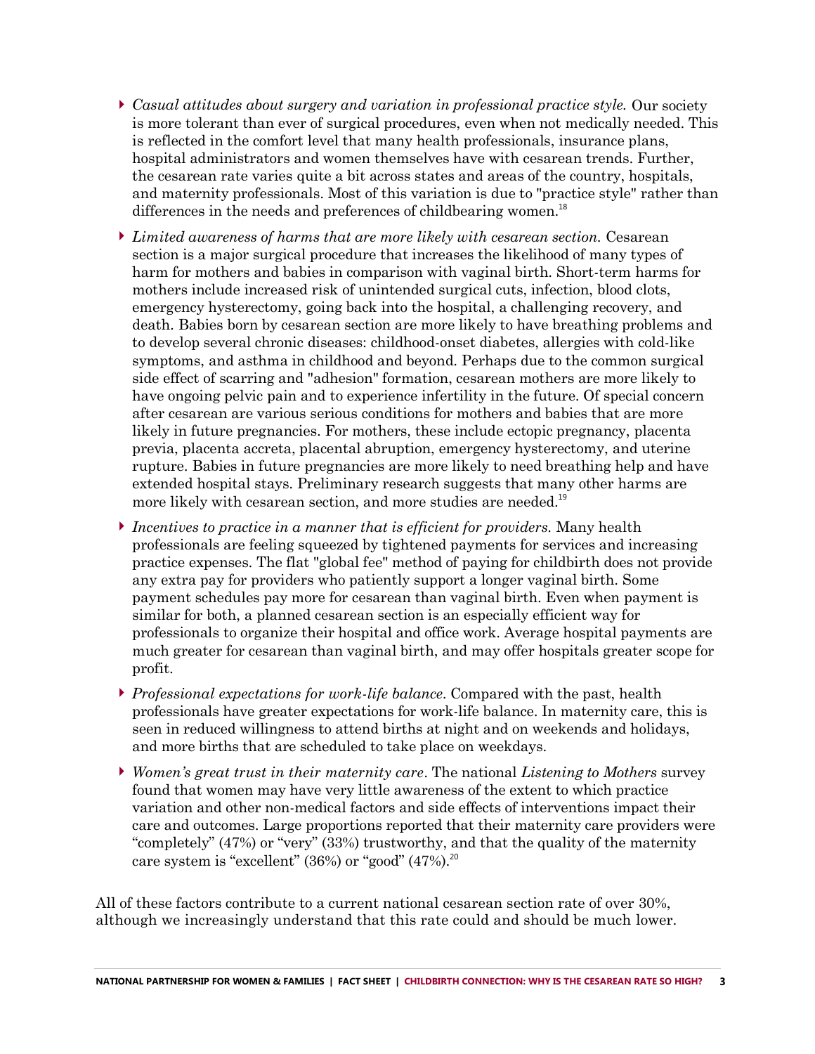- *Casual attitudes about surgery and variation in professional practice style.* Our society is more tolerant than ever of surgical procedures, even when not medically needed. This is reflected in the comfort level that many health professionals, insurance plans, hospital administrators and women themselves have with cesarean trends. Further, the cesarean rate varies quite a bit across states and areas of the country, hospitals, and maternity professionals. Most of this variation is due to "practice style" rather than differences in the needs and preferences of childbearing women.[18]

- *Limited awareness of harms that are more likely with cesarean section.* Cesarean section is a major surgical procedure that increases the likelihood of many types of harm for mothers and babies in comparison with vaginal birth. Short-term harms for mothers include increased risk of unintended surgical cuts, infection, blood clots, emergency hysterectomy, going back into the hospital, a challenging recovery, and death. Babies born by cesarean section are more likely to have breathing problems and to develop several chronic diseases: childhood-onset diabetes, allergies with cold-like symptoms, and asthma in childhood and beyond. Perhaps due to the common surgical side effect of scarring and "adhesion" formation, cesarean mothers are more likely to have ongoing pelvic pain and to experience infertility in the future. Of special concern after cesarean are various serious conditions for mothers and babies that are more likely in future pregnancies. For mothers, these include ectopic pregnancy, placenta previa, placenta accreta, placental abruption, emergency hysterectomy, and uterine rupture. Babies in future pregnancies are more likely to need breathing help and have extended hospital stays. Preliminary research suggests that many other harms are more likely with cesarean section, and more studies are needed.[19]

- *Incentives to practice in a manner that is efficient for providers.* Many health professionals are feeling squeezed by tightened payments for services and increasing practice expenses. The flat "global fee" method of paying for childbirth does not provide any extra pay for providers who patiently support a longer vaginal birth. Some payment schedules pay more for cesarean than vaginal birth. Even when payment is similar for both, a planned cesarean section is an especially efficient way for professionals to organize their hospital and office work. Average hospital payments are much greater for cesarean than vaginal birth, and may offer hospitals greater scope for profit.

- *Professional expectations for work-life balance.* Compared with the past, health professionals have greater expectations for work-life balance. In maternity care, this is seen in reduced willingness to attend births at night and on weekends and holidays, and more births that are scheduled to take place on weekdays.

- *Women's great trust in their maternity care*. The national *Listening to Mothers* survey found that women may have very little awareness of the extent to which practice variation and other non-medical factors and side effects of interventions impact their care and outcomes. Large proportions reported that their maternity care providers were "completely" (47%) or "very" (33%) trustworthy, and that the quality of the maternity care system is "excellent" (36%) or "good" (47%).[20]

All of these factors contribute to a current national cesarean section rate of over 30%, although we increasingly understand that this rate could and should be much lower.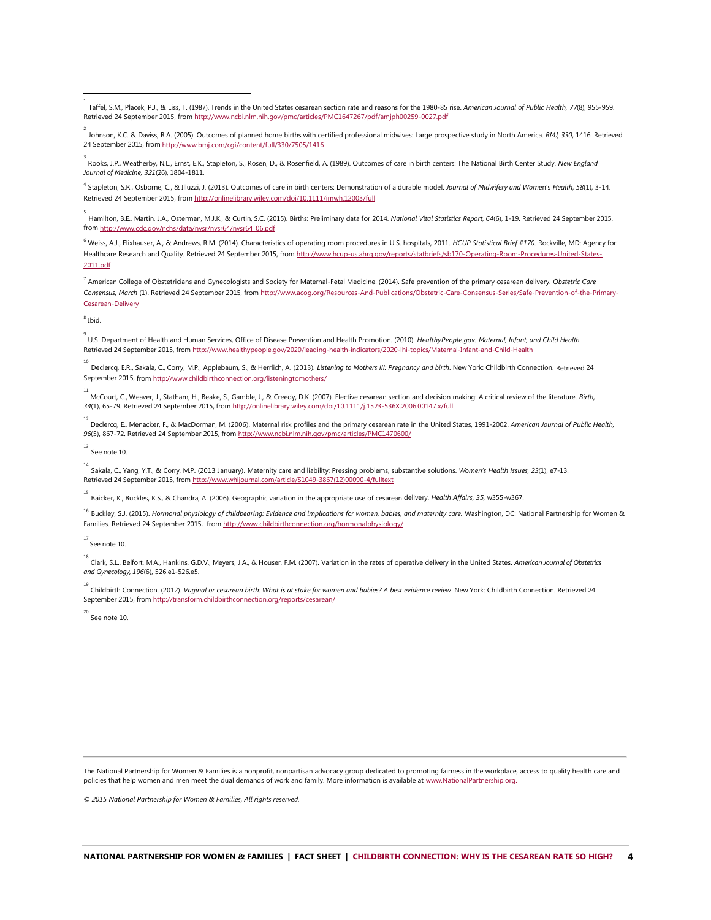[1] Taffel, S.M., Placek, P.J., & Liss, T. (1987). Trends in the United States cesarean section rate and reasons for the 1980-85 rise. *American Journal of Public Health, 77*(8), 955-959. Retrieved 24 September 2015, from http://www.ncbi.nlm.nih.gov/pmc/articles/PMC1647267/pdf/amjph00259-0027.pdf

[2] Johnson, K.C. & Daviss, B.A. (2005). Outcomes of planned home births with certified professional midwives: Large prospective study in North America. *BMJ, 330*, 1416. Retrieved 24 September 2015, from http://www.bmj.com/cgi/content/full/330/7505/1416

[3] Rooks, J.P., Weatherby, N.L., Ernst, E.K., Stapleton, S., Rosen, D., & Rosenfield, A. (1989). Outcomes of care in birth centers: The National Birth Center Study. *New England Journal of Medicine, 321*(26), 1804-1811.

[4] Stapleton, S.R., Osborne, C., & Illuzzi, J. (2013). Outcomes of care in birth centers: Demonstration of a durable model. *Journal of Midwifery and Women's Health*, *58*(1), 3-14. Retrieved 24 September 2015, from http://onlinelibrary.wiley.com/doi/10.1111/jmwh.12003/full

[5] Hamilton, B.E., Martin, J.A., Osterman, M.J.K., & Curtin, S.C. (2015). Births: Preliminary data for 2014. *National Vital Statistics Report, 64*(6), 1-19. Retrieved 24 September 2015, from http://www.cdc.gov/nchs/data/nvsr/nvsr64/nvsr64_06.pdf

[6] Weiss, A.J., Elixhauser, A., & Andrews, R.M. (2014). Characteristics of operating room procedures in U.S. hospitals, 2011. *HCUP Statistical Brief #170.* Rockville, MD: Agency for Healthcare Research and Quality. Retrieved 24 September 2015, from http://www.hcup-us.ahrq.gov/reports/statbriefs/sb170-Operating-Room-Procedures-United-States-2011.pdf

[7] American College of Obstetricians and Gynecologists and Society for Maternal-Fetal Medicine. (2014). Safe prevention of the primary cesarean delivery. *Obstetric Care Consensus, March* (1). Retrieved 24 September 2015, from http://www.acog.org/Resources-And-Publications/Obstetric-Care-Consensus-Series/Safe-Prevention-of-the-Primary-Cesarean-Delivery

[8] Ibid.

[9] U.S. Department of Health and Human Services, Office of Disease Prevention and Health Promotion. (2010). *HealthyPeople.gov: Maternal, Infant, and Child Health.* Retrieved 24 September 2015, from http://www.healthypeople.gov/2020/leading-health-indicators/2020-lhi-topics/Maternal-Infant-and-Child-Health

[10] Declercq, E.R., Sakala, C., Corry, M.P., Applebaum, S., & Herrlich, A. (2013). *Listening to Mothers III: Pregnancy and birth*. New York: Childbirth Connection. Retrieved 24 September 2015, from http://www.childbirthconnection.org/listeningtomothers/

[11] McCourt, C., Weaver, J., Statham, H., Beake, S., Gamble, J., & Creedy, D.K. (2007). Elective cesarean section and decision making: A critical review of the literature. *Birth, 34*(1), 65-79. Retrieved 24 September 2015, from http://onlinelibrary.wiley.com/doi/10.1111/j.1523-536X.2006.00147.x/full

[12] Declercq, E., Menacker, F., & MacDorman, M. (2006). Maternal risk profiles and the primary cesarean rate in the United States, 1991-2002. *American Journal of Public Health, 96*(5), 867-72. Retrieved 24 September 2015, from http://www.ncbi.nlm.nih.gov/pmc/articles/PMC1470600/

[13] See note 10.

[14] Sakala, C., Yang, Y.T., & Corry, M.P. (2013 January). Maternity care and liability: Pressing problems, substantive solutions. *Women's Health Issues, 23*(1), e7-13. Retrieved 24 September 2015, from http://www.whijournal.com/article/S1049-3867(12)00090-4/fulltext

[15] Baicker, K., Buckles, K.S., & Chandra, A. (2006). Geographic variation in the appropriate use of cesarean delivery. *Health Affairs, 35,* w355-w367.

[16] Buckley, S.J. (2015). *Hormonal physiology of childbearing: Evidence and implications for women, babies, and maternity care.* Washington, DC: National Partnership for Women & Families. Retrieved 24 September 2015, from http://www.childbirthconnection.org/hormonalphysiology/

[17] See note 10.

[18] Clark, S.L., Belfort, M.A., Hankins, G.D.V., Meyers, J.A., & Houser, F.M. (2007). Variation in the rates of operative delivery in the United States. *American Journal of Obstetrics and Gynecology, 196*(6), 526.e1-526.e5.

[19] Childbirth Connection. (2012). *Vaginal or cesarean birth: What is at stake for women and babies? A best evidence review*. New York: Childbirth Connection. Retrieved 24 September 2015, from http://transform.childbirthconnection.org/reports/cesarean/

[20] See note 10.

---

The National Partnership for Women & Families is a nonprofit, nonpartisan advocacy group dedicated to promoting fairness in the workplace, access to quality health care and policies that help women and men meet the dual demands of work and family. More information is available at www.NationalPartnership.org.

*© 2015 National Partnership for Women & Families, All rights reserved.*